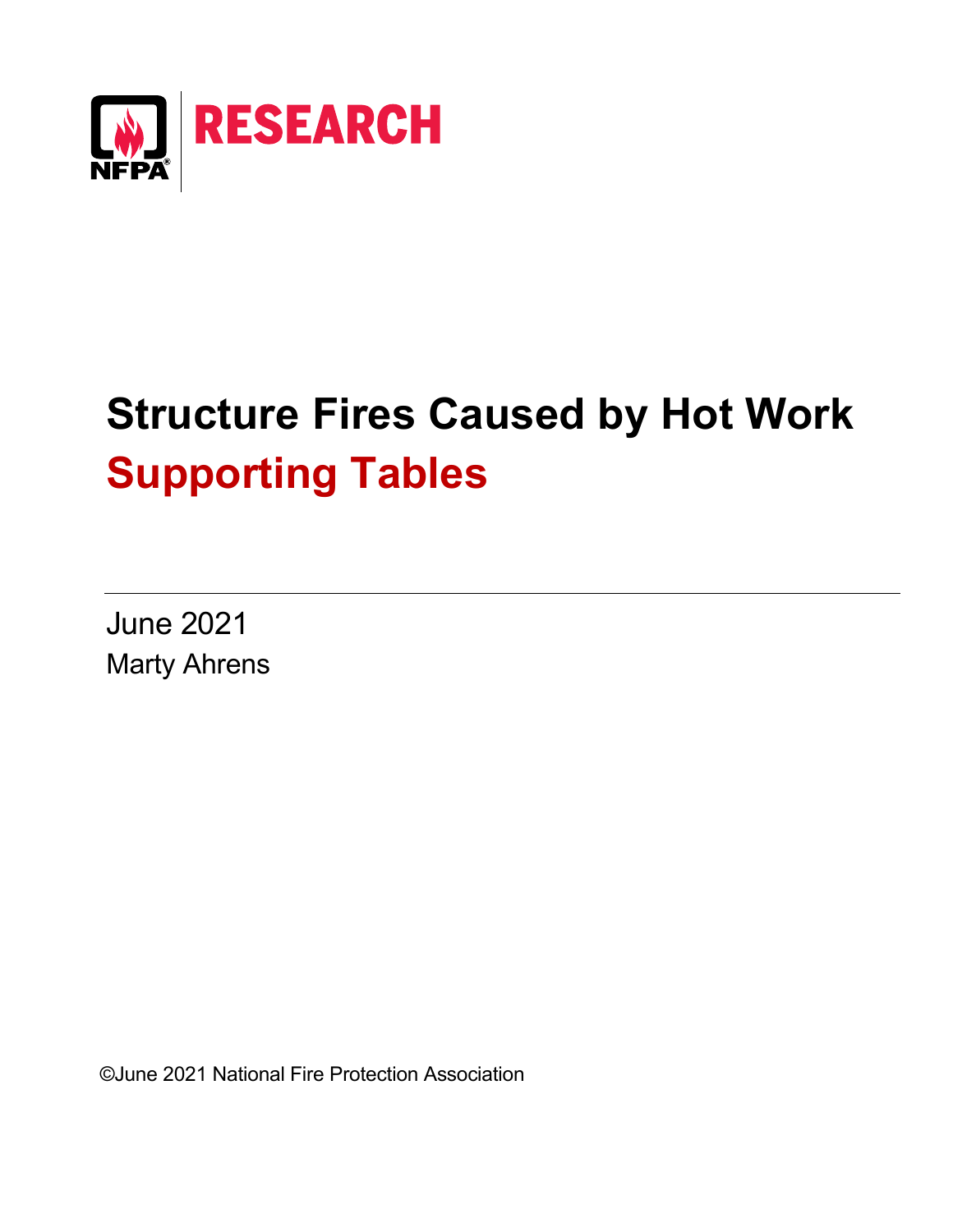NFPA

RESEARCH

# Structure Fires Caused by Hot Work

## Supporting Tables

June 2021

Marty Ahrens

©June 2021 National Fire Protection Association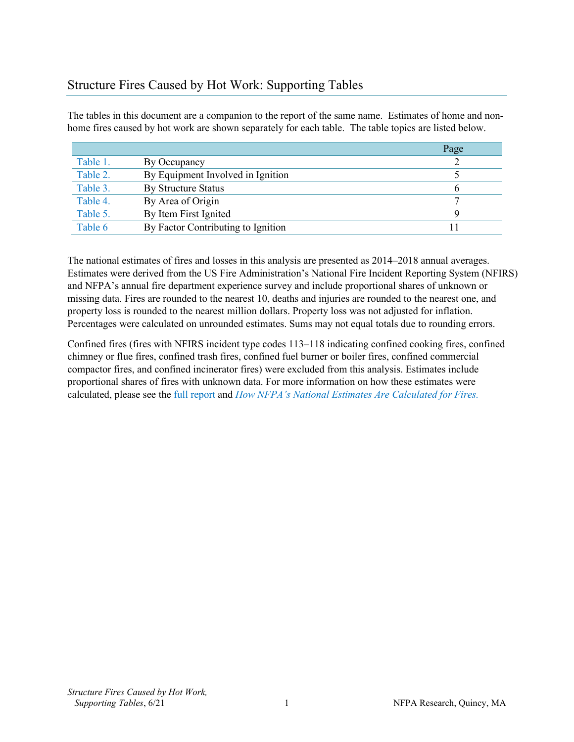## Structure Fires Caused by Hot Work: Supporting Tables

The tables in this document are a companion to the report of the same name. Estimates of home and non-home fires caused by hot work are shown separately for each table. The table topics are listed below.

| | | Page |
|---|---|---|
| Table 1. | By Occupancy | 2 |
| Table 2. | By Equipment Involved in Ignition | 5 |
| Table 3. | By Structure Status | 6 |
| Table 4. | By Area of Origin | 7 |
| Table 5. | By Item First Ignited | 9 |
| Table 6 | By Factor Contributing to Ignition | 11 |

The national estimates of fires and losses in this analysis are presented as 2014–2018 annual averages. Estimates were derived from the US Fire Administration's National Fire Incident Reporting System (NFIRS) and NFPA's annual fire department experience survey and include proportional shares of unknown or missing data. Fires are rounded to the nearest 10, deaths and injuries are rounded to the nearest one, and property loss is rounded to the nearest million dollars. Property loss was not adjusted for inflation. Percentages were calculated on unrounded estimates. Sums may not equal totals due to rounding errors.

Confined fires (fires with NFIRS incident type codes 113–118 indicating confined cooking fires, confined chimney or flue fires, confined trash fires, confined fuel burner or boiler fires, confined commercial compactor fires, and confined incinerator fires) were excluded from this analysis. Estimates include proportional shares of fires with unknown data. For more information on how these estimates were calculated, please see the full report and *How NFPA's National Estimates Are Calculated for Fires.*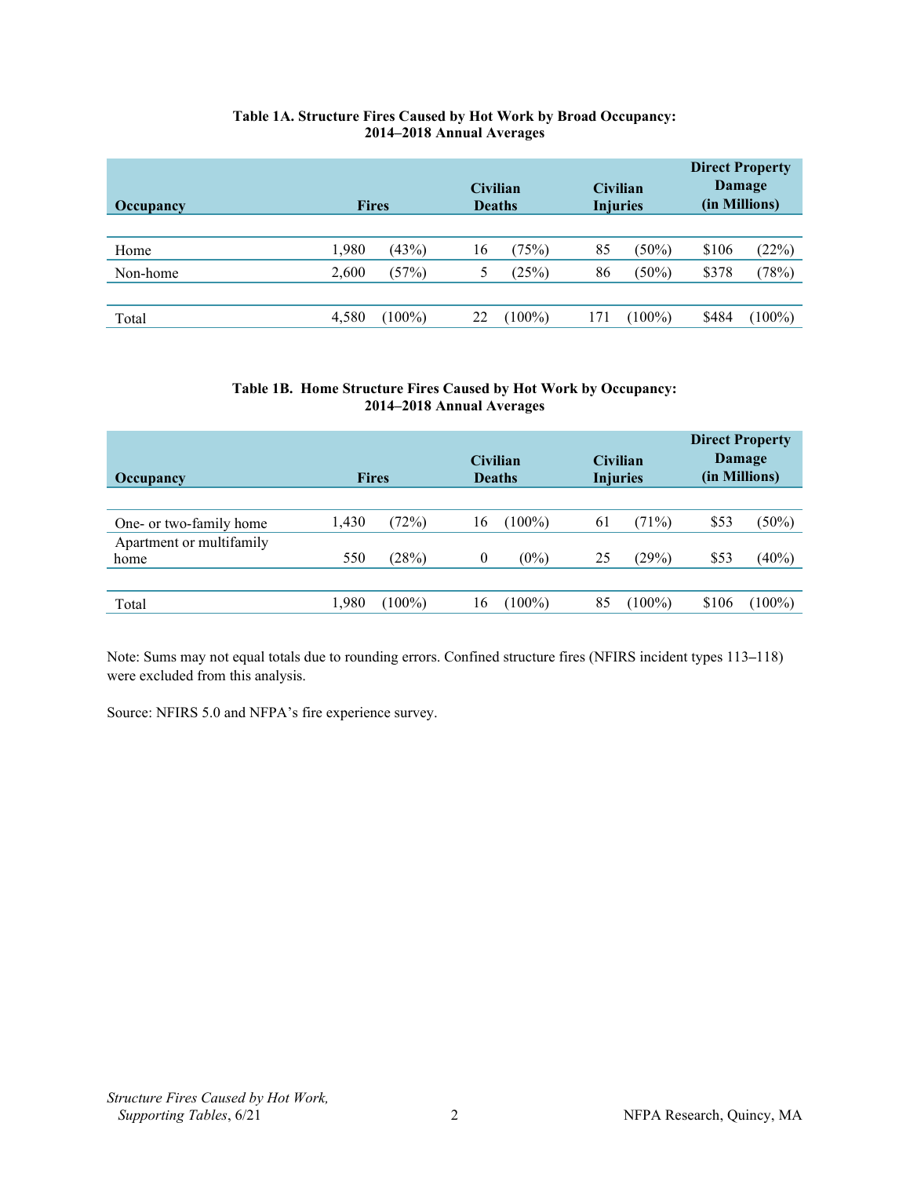**Table 1A. Structure Fires Caused by Hot Work by Broad Occupancy: 2014–2018 Annual Averages**

| Occupancy | Fires | | Civilian Deaths | | Civilian Injuries | | Direct Property Damage (in Millions) | |
|---|---|---|---|---|---|---|---|---|
| Home | 1,980 | (43%) | 16 | (75%) | 85 | (50%) | $106 | (22%) |
| Non-home | 2,600 | (57%) | 5 | (25%) | 86 | (50%) | $378 | (78%) |
| Total | 4,580 | (100%) | 22 | (100%) | 171 | (100%) | $484 | (100%) |

**Table 1B. Home Structure Fires Caused by Hot Work by Occupancy: 2014–2018 Annual Averages**

| Occupancy | Fires | | Civilian Deaths | | Civilian Injuries | | Direct Property Damage (in Millions) | |
|---|---|---|---|---|---|---|---|---|
| One- or two-family home | 1,430 | (72%) | 16 | (100%) | 61 | (71%) | $53 | (50%) |
| Apartment or multifamily home | 550 | (28%) | 0 | (0%) | 25 | (29%) | $53 | (40%) |
| Total | 1,980 | (100%) | 16 | (100%) | 85 | (100%) | $106 | (100%) |

Note: Sums may not equal totals due to rounding errors. Confined structure fires (NFIRS incident types 113–118) were excluded from this analysis.

Source: NFIRS 5.0 and NFPA's fire experience survey.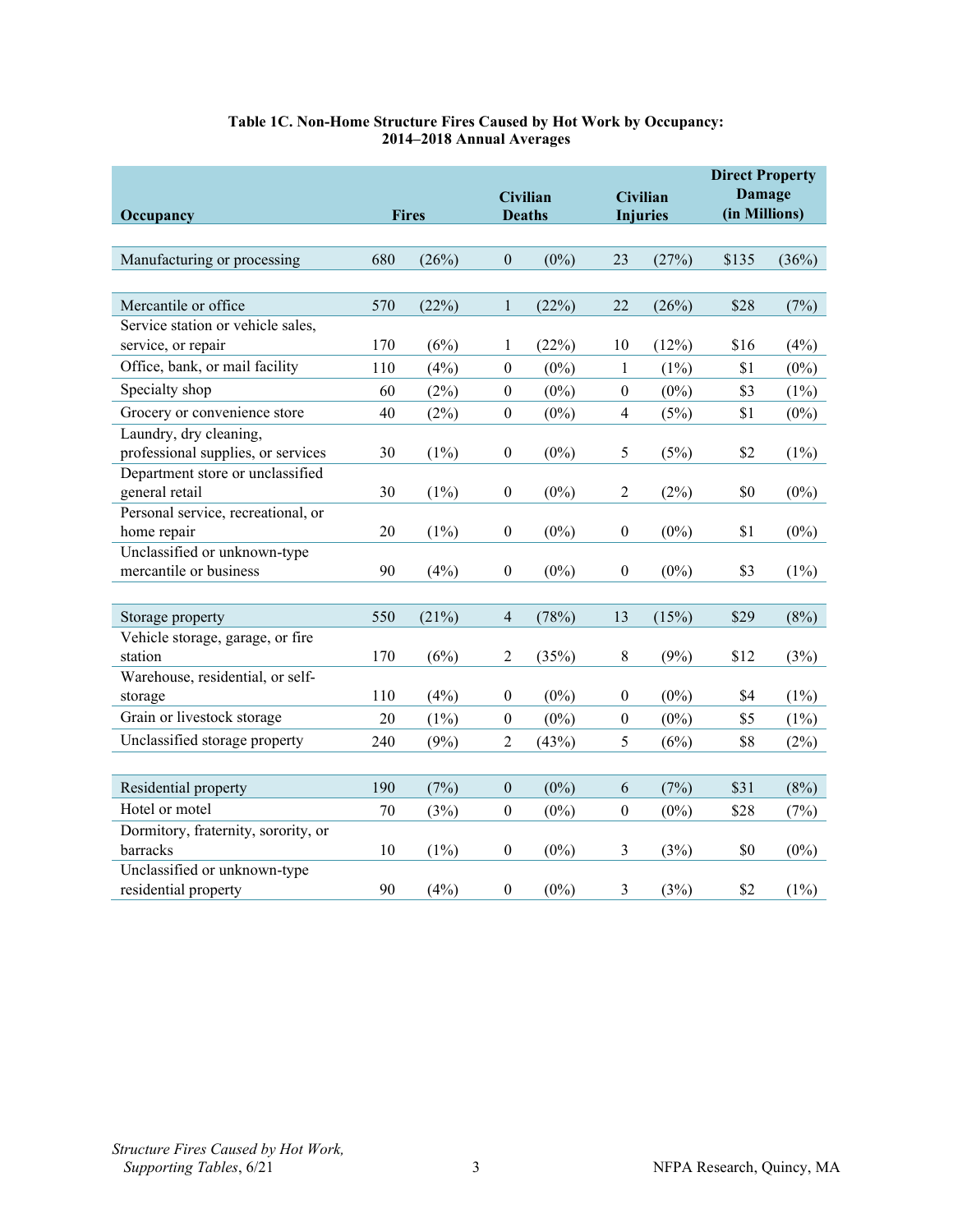**Table 1C. Non-Home Structure Fires Caused by Hot Work by Occupancy: 2014–2018 Annual Averages**

| Occupancy | Fires | | Civilian Deaths | | Civilian Injuries | | Direct Property Damage (in Millions) | |
|---|---|---|---|---|---|---|---|---|
| Manufacturing or processing | 680 | (26%) | 0 | (0%) | 23 | (27%) | $135 | (36%) |
| Mercantile or office | 570 | (22%) | 1 | (22%) | 22 | (26%) | $28 | (7%) |
| Service station or vehicle sales, service, or repair | 170 | (6%) | 1 | (22%) | 10 | (12%) | $16 | (4%) |
| Office, bank, or mail facility | 110 | (4%) | 0 | (0%) | 1 | (1%) | $1 | (0%) |
| Specialty shop | 60 | (2%) | 0 | (0%) | 0 | (0%) | $3 | (1%) |
| Grocery or convenience store | 40 | (2%) | 0 | (0%) | 4 | (5%) | $1 | (0%) |
| Laundry, dry cleaning, professional supplies, or services | 30 | (1%) | 0 | (0%) | 5 | (5%) | $2 | (1%) |
| Department store or unclassified general retail | 30 | (1%) | 0 | (0%) | 2 | (2%) | $0 | (0%) |
| Personal service, recreational, or home repair | 20 | (1%) | 0 | (0%) | 0 | (0%) | $1 | (0%) |
| Unclassified or unknown-type mercantile or business | 90 | (4%) | 0 | (0%) | 0 | (0%) | $3 | (1%) |
| Storage property | 550 | (21%) | 4 | (78%) | 13 | (15%) | $29 | (8%) |
| Vehicle storage, garage, or fire station | 170 | (6%) | 2 | (35%) | 8 | (9%) | $12 | (3%) |
| Warehouse, residential, or self-storage | 110 | (4%) | 0 | (0%) | 0 | (0%) | $4 | (1%) |
| Grain or livestock storage | 20 | (1%) | 0 | (0%) | 0 | (0%) | $5 | (1%) |
| Unclassified storage property | 240 | (9%) | 2 | (43%) | 5 | (6%) | $8 | (2%) |
| Residential property | 190 | (7%) | 0 | (0%) | 6 | (7%) | $31 | (8%) |
| Hotel or motel | 70 | (3%) | 0 | (0%) | 0 | (0%) | $28 | (7%) |
| Dormitory, fraternity, sorority, or barracks | 10 | (1%) | 0 | (0%) | 3 | (3%) | $0 | (0%) |
| Unclassified or unknown-type residential property | 90 | (4%) | 0 | (0%) | 3 | (3%) | $2 | (1%) |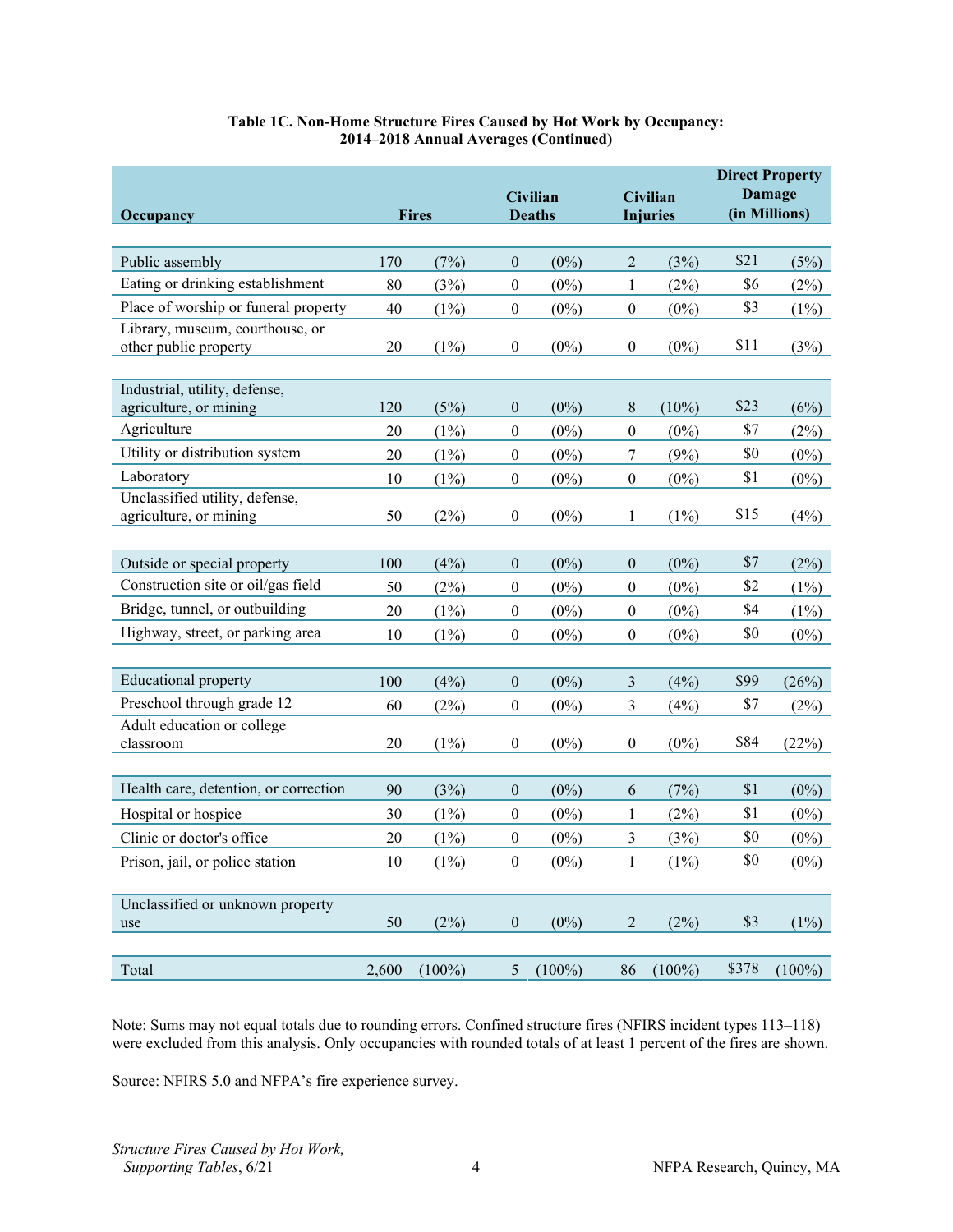**Table 1C. Non-Home Structure Fires Caused by Hot Work by Occupancy: 2014–2018 Annual Averages (Continued)**

| Occupancy | Fires | | Civilian Deaths | | Civilian Injuries | | Direct Property Damage (in Millions) | |
|---|---|---|---|---|---|---|---|---|
| Public assembly | 170 | (7%) | 0 | (0%) | 2 | (3%) | $21 | (5%) |
| Eating or drinking establishment | 80 | (3%) | 0 | (0%) | 1 | (2%) | $6 | (2%) |
| Place of worship or funeral property | 40 | (1%) | 0 | (0%) | 0 | (0%) | $3 | (1%) |
| Library, museum, courthouse, or other public property | 20 | (1%) | 0 | (0%) | 0 | (0%) | $11 | (3%) |
| Industrial, utility, defense, agriculture, or mining | 120 | (5%) | 0 | (0%) | 8 | (10%) | $23 | (6%) |
| Agriculture | 20 | (1%) | 0 | (0%) | 0 | (0%) | $7 | (2%) |
| Utility or distribution system | 20 | (1%) | 0 | (0%) | 7 | (9%) | $0 | (0%) |
| Laboratory | 10 | (1%) | 0 | (0%) | 0 | (0%) | $1 | (0%) |
| Unclassified utility, defense, agriculture, or mining | 50 | (2%) | 0 | (0%) | 1 | (1%) | $15 | (4%) |
| Outside or special property | 100 | (4%) | 0 | (0%) | 0 | (0%) | $7 | (2%) |
| Construction site or oil/gas field | 50 | (2%) | 0 | (0%) | 0 | (0%) | $2 | (1%) |
| Bridge, tunnel, or outbuilding | 20 | (1%) | 0 | (0%) | 0 | (0%) | $4 | (1%) |
| Highway, street, or parking area | 10 | (1%) | 0 | (0%) | 0 | (0%) | $0 | (0%) |
| Educational property | 100 | (4%) | 0 | (0%) | 3 | (4%) | $99 | (26%) |
| Preschool through grade 12 | 60 | (2%) | 0 | (0%) | 3 | (4%) | $7 | (2%) |
| Adult education or college classroom | 20 | (1%) | 0 | (0%) | 0 | (0%) | $84 | (22%) |
| Health care, detention, or correction | 90 | (3%) | 0 | (0%) | 6 | (7%) | $1 | (0%) |
| Hospital or hospice | 30 | (1%) | 0 | (0%) | 1 | (2%) | $1 | (0%) |
| Clinic or doctor's office | 20 | (1%) | 0 | (0%) | 3 | (3%) | $0 | (0%) |
| Prison, jail, or police station | 10 | (1%) | 0 | (0%) | 1 | (1%) | $0 | (0%) |
| Unclassified or unknown property use | 50 | (2%) | 0 | (0%) | 2 | (2%) | $3 | (1%) |
| Total | 2,600 | (100%) | 5 | (100%) | 86 | (100%) | $378 | (100%) |

Note: Sums may not equal totals due to rounding errors. Confined structure fires (NFIRS incident types 113–118) were excluded from this analysis. Only occupancies with rounded totals of at least 1 percent of the fires are shown.

Source: NFIRS 5.0 and NFPA's fire experience survey.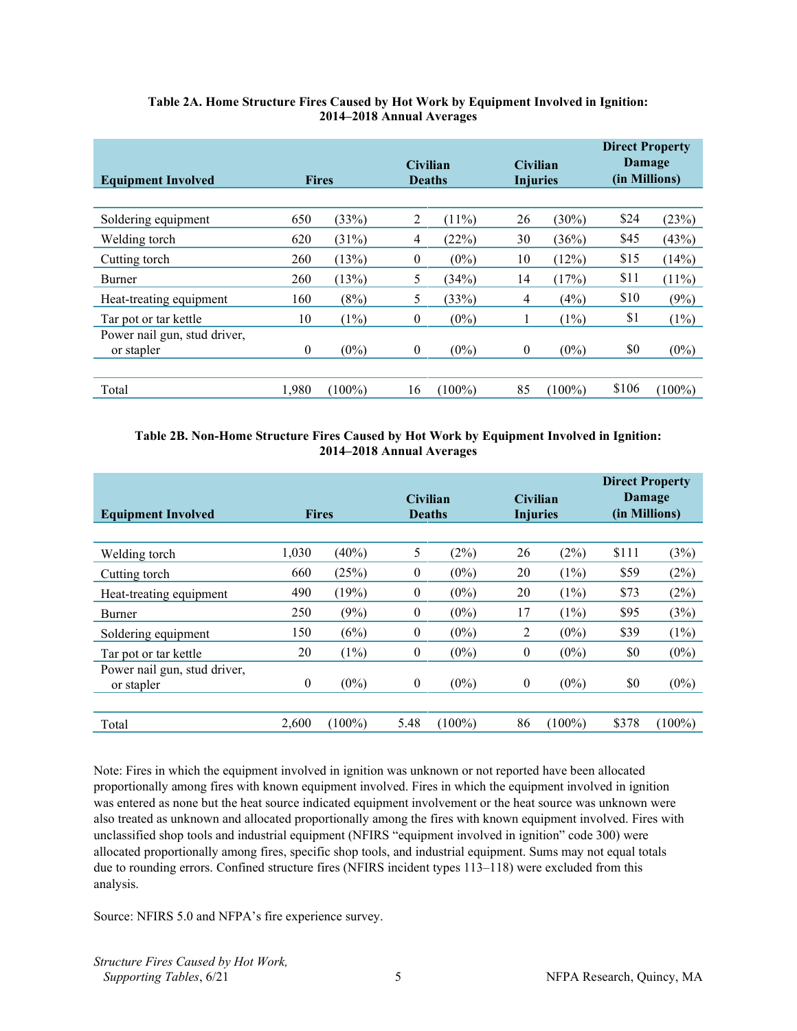**Table 2A. Home Structure Fires Caused by Hot Work by Equipment Involved in Ignition: 2014–2018 Annual Averages**

| Equipment Involved | Fires | | Civilian Deaths | | Civilian Injuries | | Direct Property Damage (in Millions) | |
|---|---|---|---|---|---|---|---|---|
| Soldering equipment | 650 | (33%) | 2 | (11%) | 26 | (30%) | $24 | (23%) |
| Welding torch | 620 | (31%) | 4 | (22%) | 30 | (36%) | $45 | (43%) |
| Cutting torch | 260 | (13%) | 0 | (0%) | 10 | (12%) | $15 | (14%) |
| Burner | 260 | (13%) | 5 | (34%) | 14 | (17%) | $11 | (11%) |
| Heat-treating equipment | 160 | (8%) | 5 | (33%) | 4 | (4%) | $10 | (9%) |
| Tar pot or tar kettle | 10 | (1%) | 0 | (0%) | 1 | (1%) | $1 | (1%) |
| Power nail gun, stud driver, or stapler | 0 | (0%) | 0 | (0%) | 0 | (0%) | $0 | (0%) |
| Total | 1,980 | (100%) | 16 | (100%) | 85 | (100%) | $106 | (100%) |

**Table 2B. Non-Home Structure Fires Caused by Hot Work by Equipment Involved in Ignition: 2014–2018 Annual Averages**

| Equipment Involved | Fires | | Civilian Deaths | | Civilian Injuries | | Direct Property Damage (in Millions) | |
|---|---|---|---|---|---|---|---|---|
| Welding torch | 1,030 | (40%) | 5 | (2%) | 26 | (2%) | $111 | (3%) |
| Cutting torch | 660 | (25%) | 0 | (0%) | 20 | (1%) | $59 | (2%) |
| Heat-treating equipment | 490 | (19%) | 0 | (0%) | 20 | (1%) | $73 | (2%) |
| Burner | 250 | (9%) | 0 | (0%) | 17 | (1%) | $95 | (3%) |
| Soldering equipment | 150 | (6%) | 0 | (0%) | 2 | (0%) | $39 | (1%) |
| Tar pot or tar kettle | 20 | (1%) | 0 | (0%) | 0 | (0%) | $0 | (0%) |
| Power nail gun, stud driver, or stapler | 0 | (0%) | 0 | (0%) | 0 | (0%) | $0 | (0%) |
| Total | 2,600 | (100%) | 5.48 | (100%) | 86 | (100%) | $378 | (100%) |

Note: Fires in which the equipment involved in ignition was unknown or not reported have been allocated proportionally among fires with known equipment involved. Fires in which the equipment involved in ignition was entered as none but the heat source indicated equipment involvement or the heat source was unknown were also treated as unknown and allocated proportionally among the fires with known equipment involved. Fires with unclassified shop tools and industrial equipment (NFIRS "equipment involved in ignition" code 300) were allocated proportionally among fires, specific shop tools, and industrial equipment. Sums may not equal totals due to rounding errors. Confined structure fires (NFIRS incident types 113–118) were excluded from this analysis.

Source: NFIRS 5.0 and NFPA's fire experience survey.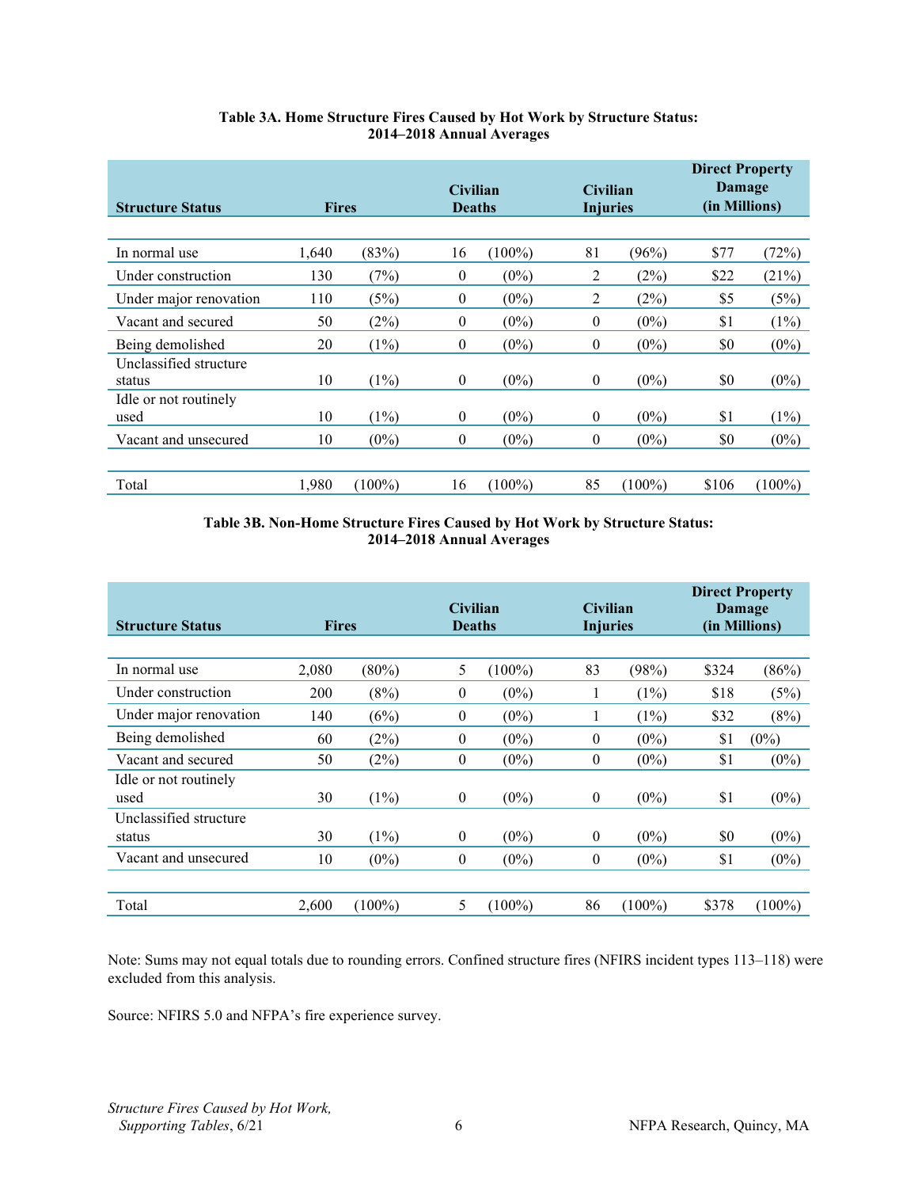**Table 3A. Home Structure Fires Caused by Hot Work by Structure Status: 2014–2018 Annual Averages**

| Structure Status | Fires | | Civilian Deaths | | Civilian Injuries | | Direct Property Damage (in Millions) | |
|---|---|---|---|---|---|---|---|---|
| In normal use | 1,640 | (83%) | 16 | (100%) | 81 | (96%) | $77 | (72%) |
| Under construction | 130 | (7%) | 0 | (0%) | 2 | (2%) | $22 | (21%) |
| Under major renovation | 110 | (5%) | 0 | (0%) | 2 | (2%) | $5 | (5%) |
| Vacant and secured | 50 | (2%) | 0 | (0%) | 0 | (0%) | $1 | (1%) |
| Being demolished | 20 | (1%) | 0 | (0%) | 0 | (0%) | $0 | (0%) |
| Unclassified structure status | 10 | (1%) | 0 | (0%) | 0 | (0%) | $0 | (0%) |
| Idle or not routinely used | 10 | (1%) | 0 | (0%) | 0 | (0%) | $1 | (1%) |
| Vacant and unsecured | 10 | (0%) | 0 | (0%) | 0 | (0%) | $0 | (0%) |
| Total | 1,980 | (100%) | 16 | (100%) | 85 | (100%) | $106 | (100%) |

**Table 3B. Non-Home Structure Fires Caused by Hot Work by Structure Status: 2014–2018 Annual Averages**

| Structure Status | Fires | | Civilian Deaths | | Civilian Injuries | | Direct Property Damage (in Millions) | |
|---|---|---|---|---|---|---|---|---|
| In normal use | 2,080 | (80%) | 5 | (100%) | 83 | (98%) | $324 | (86%) |
| Under construction | 200 | (8%) | 0 | (0%) | 1 | (1%) | $18 | (5%) |
| Under major renovation | 140 | (6%) | 0 | (0%) | 1 | (1%) | $32 | (8%) |
| Being demolished | 60 | (2%) | 0 | (0%) | 0 | (0%) | $1 | (0%) |
| Vacant and secured | 50 | (2%) | 0 | (0%) | 0 | (0%) | $1 | (0%) |
| Idle or not routinely used | 30 | (1%) | 0 | (0%) | 0 | (0%) | $1 | (0%) |
| Unclassified structure status | 30 | (1%) | 0 | (0%) | 0 | (0%) | $0 | (0%) |
| Vacant and unsecured | 10 | (0%) | 0 | (0%) | 0 | (0%) | $1 | (0%) |
| Total | 2,600 | (100%) | 5 | (100%) | 86 | (100%) | $378 | (100%) |

Note: Sums may not equal totals due to rounding errors. Confined structure fires (NFIRS incident types 113–118) were excluded from this analysis.

Source: NFIRS 5.0 and NFPA's fire experience survey.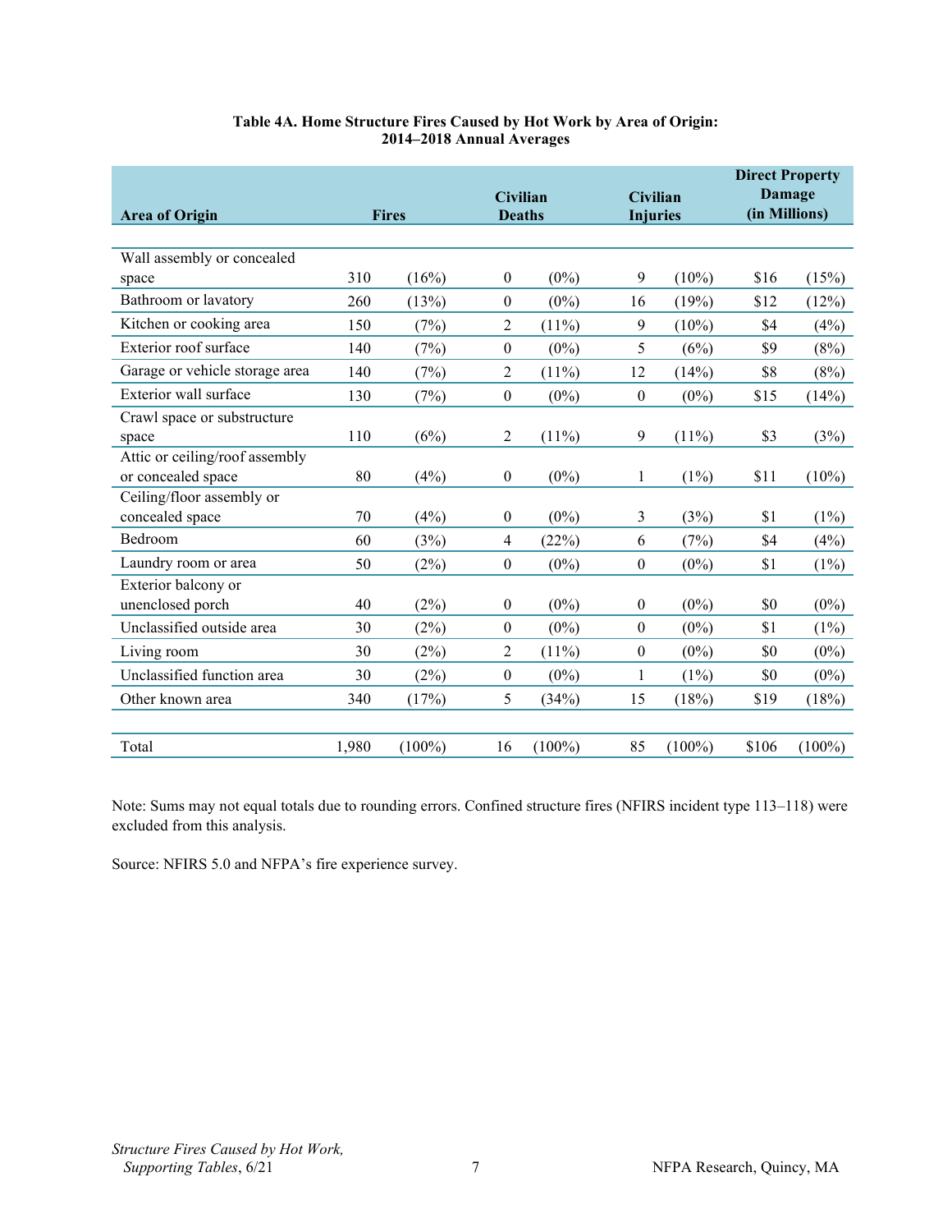**Table 4A. Home Structure Fires Caused by Hot Work by Area of Origin: 2014–2018 Annual Averages**

| Area of Origin | Fires | | Civilian Deaths | | Civilian Injuries | | Direct Property Damage (in Millions) | |
|---|---|---|---|---|---|---|---|---|
| Wall assembly or concealed space | 310 | (16%) | 0 | (0%) | 9 | (10%) | $16 | (15%) |
| Bathroom or lavatory | 260 | (13%) | 0 | (0%) | 16 | (19%) | $12 | (12%) |
| Kitchen or cooking area | 150 | (7%) | 2 | (11%) | 9 | (10%) | $4 | (4%) |
| Exterior roof surface | 140 | (7%) | 0 | (0%) | 5 | (6%) | $9 | (8%) |
| Garage or vehicle storage area | 140 | (7%) | 2 | (11%) | 12 | (14%) | $8 | (8%) |
| Exterior wall surface | 130 | (7%) | 0 | (0%) | 0 | (0%) | $15 | (14%) |
| Crawl space or substructure space | 110 | (6%) | 2 | (11%) | 9 | (11%) | $3 | (3%) |
| Attic or ceiling/roof assembly or concealed space | 80 | (4%) | 0 | (0%) | 1 | (1%) | $11 | (10%) |
| Ceiling/floor assembly or concealed space | 70 | (4%) | 0 | (0%) | 3 | (3%) | $1 | (1%) |
| Bedroom | 60 | (3%) | 4 | (22%) | 6 | (7%) | $4 | (4%) |
| Laundry room or area | 50 | (2%) | 0 | (0%) | 0 | (0%) | $1 | (1%) |
| Exterior balcony or unenclosed porch | 40 | (2%) | 0 | (0%) | 0 | (0%) | $0 | (0%) |
| Unclassified outside area | 30 | (2%) | 0 | (0%) | 0 | (0%) | $1 | (1%) |
| Living room | 30 | (2%) | 2 | (11%) | 0 | (0%) | $0 | (0%) |
| Unclassified function area | 30 | (2%) | 0 | (0%) | 1 | (1%) | $0 | (0%) |
| Other known area | 340 | (17%) | 5 | (34%) | 15 | (18%) | $19 | (18%) |
| Total | 1,980 | (100%) | 16 | (100%) | 85 | (100%) | $106 | (100%) |

Note: Sums may not equal totals due to rounding errors. Confined structure fires (NFIRS incident type 113–118) were excluded from this analysis.

Source: NFIRS 5.0 and NFPA's fire experience survey.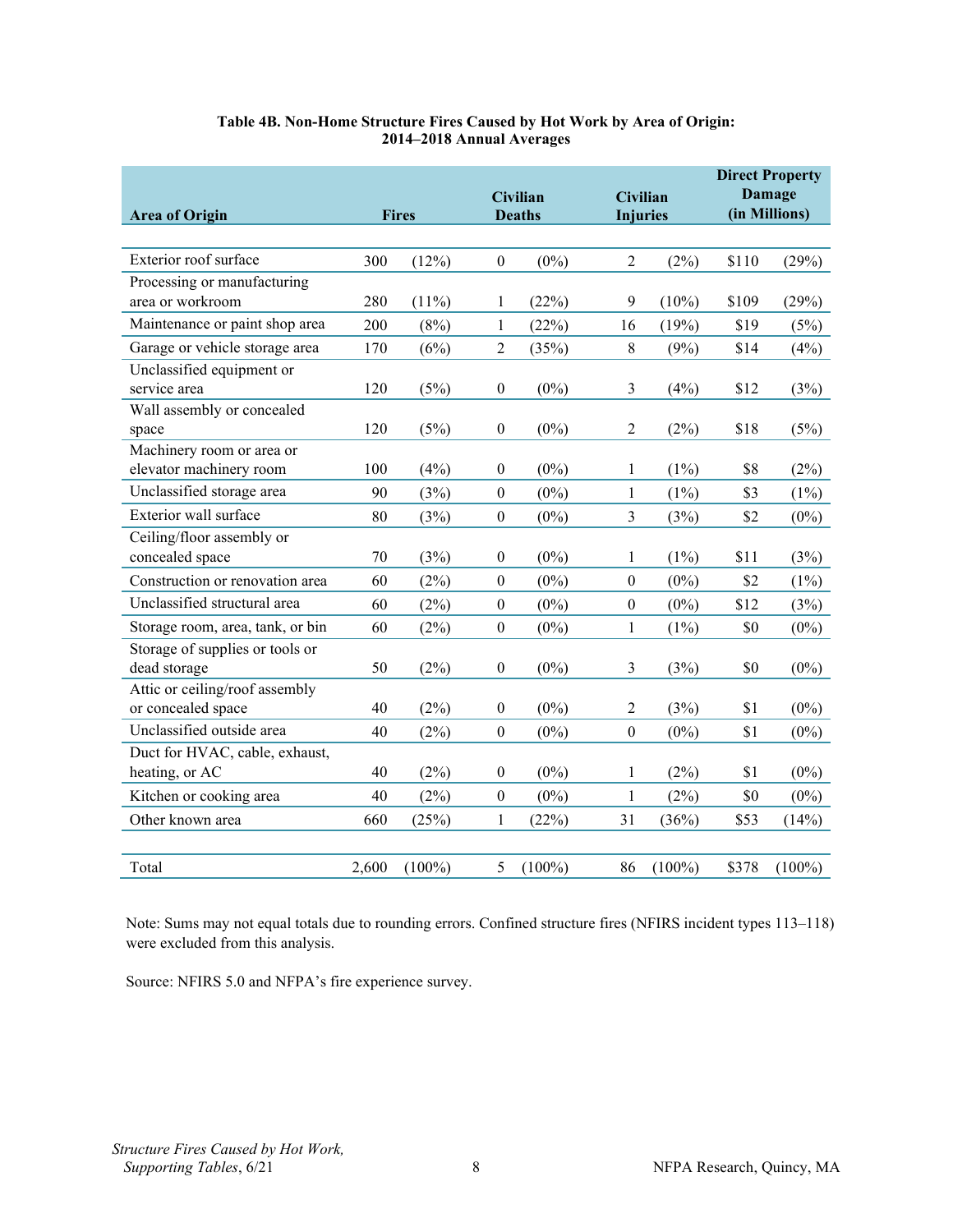**Table 4B. Non-Home Structure Fires Caused by Hot Work by Area of Origin: 2014–2018 Annual Averages**

| Area of Origin | Fires | | Civilian Deaths | | Civilian Injuries | | Direct Property Damage (in Millions) | |
|---|---|---|---|---|---|---|---|---|
| Exterior roof surface | 300 | (12%) | 0 | (0%) | 2 | (2%) | $110 | (29%) |
| Processing or manufacturing area or workroom | 280 | (11%) | 1 | (22%) | 9 | (10%) | $109 | (29%) |
| Maintenance or paint shop area | 200 | (8%) | 1 | (22%) | 16 | (19%) | $19 | (5%) |
| Garage or vehicle storage area | 170 | (6%) | 2 | (35%) | 8 | (9%) | $14 | (4%) |
| Unclassified equipment or service area | 120 | (5%) | 0 | (0%) | 3 | (4%) | $12 | (3%) |
| Wall assembly or concealed space | 120 | (5%) | 0 | (0%) | 2 | (2%) | $18 | (5%) |
| Machinery room or area or elevator machinery room | 100 | (4%) | 0 | (0%) | 1 | (1%) | $8 | (2%) |
| Unclassified storage area | 90 | (3%) | 0 | (0%) | 1 | (1%) | $3 | (1%) |
| Exterior wall surface | 80 | (3%) | 0 | (0%) | 3 | (3%) | $2 | (0%) |
| Ceiling/floor assembly or concealed space | 70 | (3%) | 0 | (0%) | 1 | (1%) | $11 | (3%) |
| Construction or renovation area | 60 | (2%) | 0 | (0%) | 0 | (0%) | $2 | (1%) |
| Unclassified structural area | 60 | (2%) | 0 | (0%) | 0 | (0%) | $12 | (3%) |
| Storage room, area, tank, or bin | 60 | (2%) | 0 | (0%) | 1 | (1%) | $0 | (0%) |
| Storage of supplies or tools or dead storage | 50 | (2%) | 0 | (0%) | 3 | (3%) | $0 | (0%) |
| Attic or ceiling/roof assembly or concealed space | 40 | (2%) | 0 | (0%) | 2 | (3%) | $1 | (0%) |
| Unclassified outside area | 40 | (2%) | 0 | (0%) | 0 | (0%) | $1 | (0%) |
| Duct for HVAC, cable, exhaust, heating, or AC | 40 | (2%) | 0 | (0%) | 1 | (2%) | $1 | (0%) |
| Kitchen or cooking area | 40 | (2%) | 0 | (0%) | 1 | (2%) | $0 | (0%) |
| Other known area | 660 | (25%) | 1 | (22%) | 31 | (36%) | $53 | (14%) |
| Total | 2,600 | (100%) | 5 | (100%) | 86 | (100%) | $378 | (100%) |

Note: Sums may not equal totals due to rounding errors. Confined structure fires (NFIRS incident types 113–118) were excluded from this analysis.

Source: NFIRS 5.0 and NFPA's fire experience survey.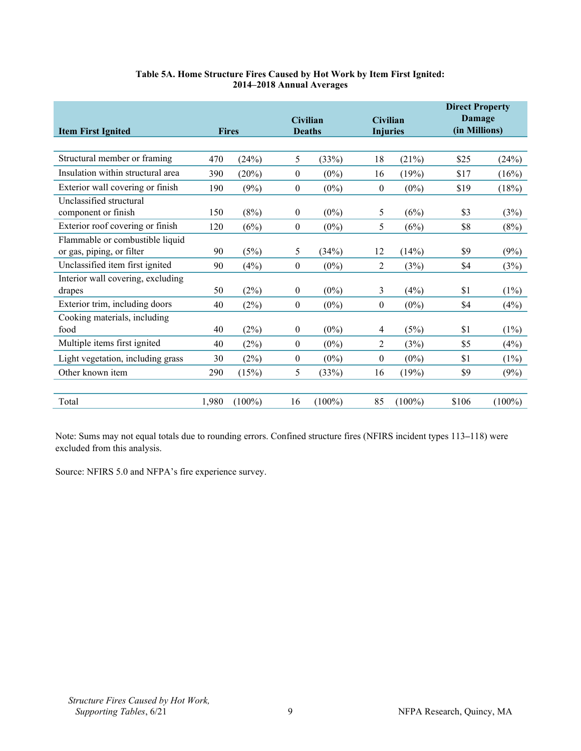**Table 5A. Home Structure Fires Caused by Hot Work by Item First Ignited: 2014–2018 Annual Averages**

| Item First Ignited | Fires | | Civilian Deaths | | Civilian Injuries | | Direct Property Damage (in Millions) | |
|---|---|---|---|---|---|---|---|---|
| Structural member or framing | 470 | (24%) | 5 | (33%) | 18 | (21%) | $25 | (24%) |
| Insulation within structural area | 390 | (20%) | 0 | (0%) | 16 | (19%) | $17 | (16%) |
| Exterior wall covering or finish | 190 | (9%) | 0 | (0%) | 0 | (0%) | $19 | (18%) |
| Unclassified structural component or finish | 150 | (8%) | 0 | (0%) | 5 | (6%) | $3 | (3%) |
| Exterior roof covering or finish | 120 | (6%) | 0 | (0%) | 5 | (6%) | $8 | (8%) |
| Flammable or combustible liquid or gas, piping, or filter | 90 | (5%) | 5 | (34%) | 12 | (14%) | $9 | (9%) |
| Unclassified item first ignited | 90 | (4%) | 0 | (0%) | 2 | (3%) | $4 | (3%) |
| Interior wall covering, excluding drapes | 50 | (2%) | 0 | (0%) | 3 | (4%) | $1 | (1%) |
| Exterior trim, including doors | 40 | (2%) | 0 | (0%) | 0 | (0%) | $4 | (4%) |
| Cooking materials, including food | 40 | (2%) | 0 | (0%) | 4 | (5%) | $1 | (1%) |
| Multiple items first ignited | 40 | (2%) | 0 | (0%) | 2 | (3%) | $5 | (4%) |
| Light vegetation, including grass | 30 | (2%) | 0 | (0%) | 0 | (0%) | $1 | (1%) |
| Other known item | 290 | (15%) | 5 | (33%) | 16 | (19%) | $9 | (9%) |
| Total | 1,980 | (100%) | 16 | (100%) | 85 | (100%) | $106 | (100%) |

Note: Sums may not equal totals due to rounding errors. Confined structure fires (NFIRS incident types 113–118) were excluded from this analysis.

Source: NFIRS 5.0 and NFPA's fire experience survey.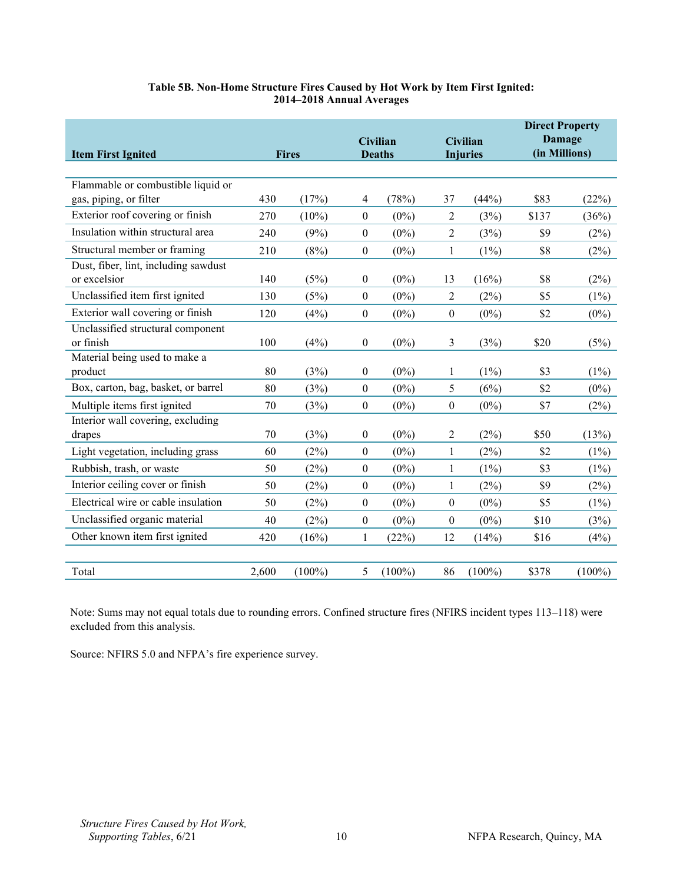**Table 5B. Non-Home Structure Fires Caused by Hot Work by Item First Ignited: 2014–2018 Annual Averages**

| Item First Ignited | Fires | | Civilian Deaths | | Civilian Injuries | | Direct Property Damage (in Millions) | |
|---|---|---|---|---|---|---|---|---|
| Flammable or combustible liquid or gas, piping, or filter | 430 | (17%) | 4 | (78%) | 37 | (44%) | $83 | (22%) |
| Exterior roof covering or finish | 270 | (10%) | 0 | (0%) | 2 | (3%) | $137 | (36%) |
| Insulation within structural area | 240 | (9%) | 0 | (0%) | 2 | (3%) | $9 | (2%) |
| Structural member or framing | 210 | (8%) | 0 | (0%) | 1 | (1%) | $8 | (2%) |
| Dust, fiber, lint, including sawdust or excelsior | 140 | (5%) | 0 | (0%) | 13 | (16%) | $8 | (2%) |
| Unclassified item first ignited | 130 | (5%) | 0 | (0%) | 2 | (2%) | $5 | (1%) |
| Exterior wall covering or finish | 120 | (4%) | 0 | (0%) | 0 | (0%) | $2 | (0%) |
| Unclassified structural component or finish | 100 | (4%) | 0 | (0%) | 3 | (3%) | $20 | (5%) |
| Material being used to make a product | 80 | (3%) | 0 | (0%) | 1 | (1%) | $3 | (1%) |
| Box, carton, bag, basket, or barrel | 80 | (3%) | 0 | (0%) | 5 | (6%) | $2 | (0%) |
| Multiple items first ignited | 70 | (3%) | 0 | (0%) | 0 | (0%) | $7 | (2%) |
| Interior wall covering, excluding drapes | 70 | (3%) | 0 | (0%) | 2 | (2%) | $50 | (13%) |
| Light vegetation, including grass | 60 | (2%) | 0 | (0%) | 1 | (2%) | $2 | (1%) |
| Rubbish, trash, or waste | 50 | (2%) | 0 | (0%) | 1 | (1%) | $3 | (1%) |
| Interior ceiling cover or finish | 50 | (2%) | 0 | (0%) | 1 | (2%) | $9 | (2%) |
| Electrical wire or cable insulation | 50 | (2%) | 0 | (0%) | 0 | (0%) | $5 | (1%) |
| Unclassified organic material | 40 | (2%) | 0 | (0%) | 0 | (0%) | $10 | (3%) |
| Other known item first ignited | 420 | (16%) | 1 | (22%) | 12 | (14%) | $16 | (4%) |
| Total | 2,600 | (100%) | 5 | (100%) | 86 | (100%) | $378 | (100%) |

Note: Sums may not equal totals due to rounding errors. Confined structure fires (NFIRS incident types 113–118) were excluded from this analysis.

Source: NFIRS 5.0 and NFPA's fire experience survey.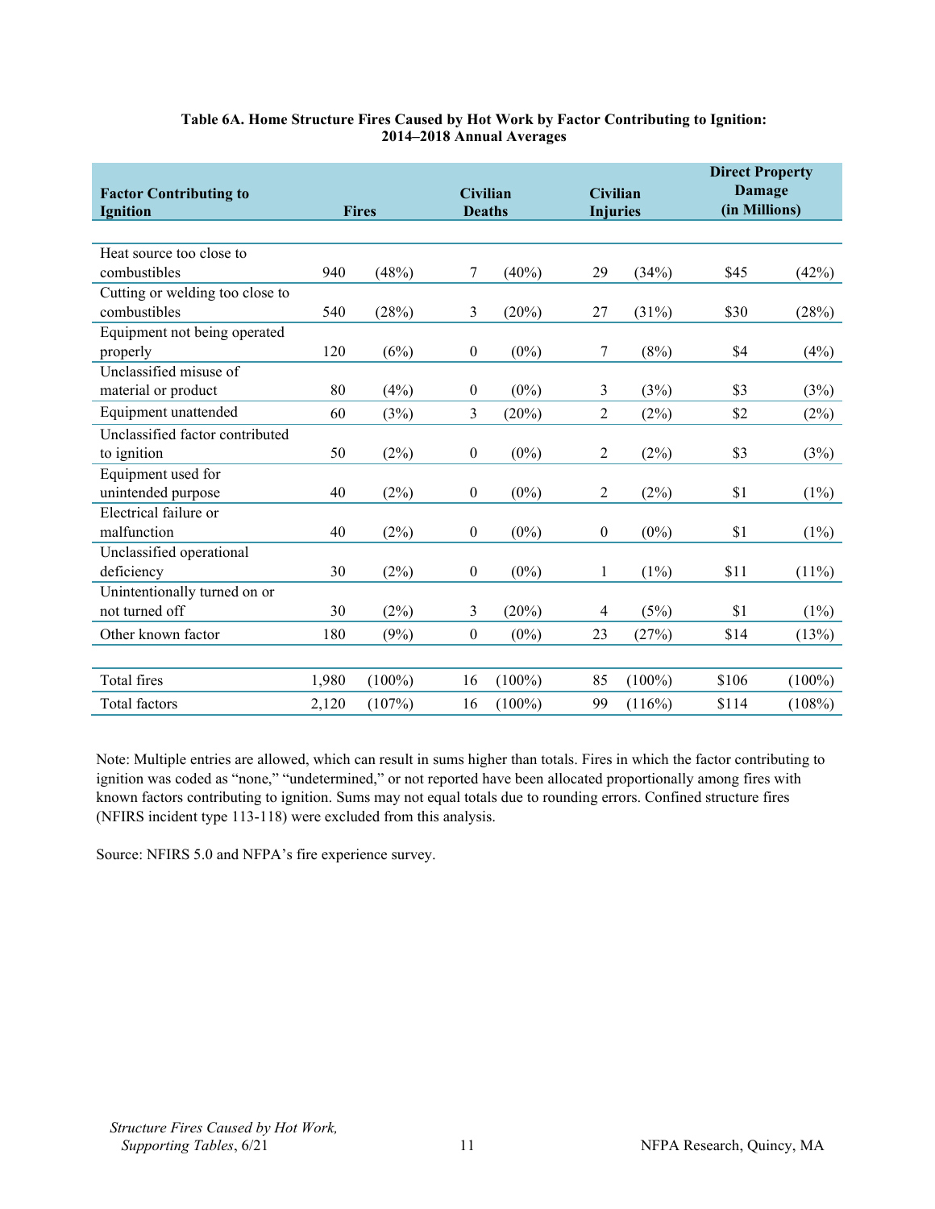**Table 6A. Home Structure Fires Caused by Hot Work by Factor Contributing to Ignition: 2014–2018 Annual Averages**

| Factor Contributing to Ignition | Fires | | Civilian Deaths | | Civilian Injuries | | Direct Property Damage (in Millions) | |
|---|---|---|---|---|---|---|---|---|
| Heat source too close to combustibles | 940 | (48%) | 7 | (40%) | 29 | (34%) | $45 | (42%) |
| Cutting or welding too close to combustibles | 540 | (28%) | 3 | (20%) | 27 | (31%) | $30 | (28%) |
| Equipment not being operated properly | 120 | (6%) | 0 | (0%) | 7 | (8%) | $4 | (4%) |
| Unclassified misuse of material or product | 80 | (4%) | 0 | (0%) | 3 | (3%) | $3 | (3%) |
| Equipment unattended | 60 | (3%) | 3 | (20%) | 2 | (2%) | $2 | (2%) |
| Unclassified factor contributed to ignition | 50 | (2%) | 0 | (0%) | 2 | (2%) | $3 | (3%) |
| Equipment used for unintended purpose | 40 | (2%) | 0 | (0%) | 2 | (2%) | $1 | (1%) |
| Electrical failure or malfunction | 40 | (2%) | 0 | (0%) | 0 | (0%) | $1 | (1%) |
| Unclassified operational deficiency | 30 | (2%) | 0 | (0%) | 1 | (1%) | $11 | (11%) |
| Unintentionally turned on or not turned off | 30 | (2%) | 3 | (20%) | 4 | (5%) | $1 | (1%) |
| Other known factor | 180 | (9%) | 0 | (0%) | 23 | (27%) | $14 | (13%) |
| Total fires | 1,980 | (100%) | 16 | (100%) | 85 | (100%) | $106 | (100%) |
| Total factors | 2,120 | (107%) | 16 | (100%) | 99 | (116%) | $114 | (108%) |

Note: Multiple entries are allowed, which can result in sums higher than totals. Fires in which the factor contributing to ignition was coded as "none," "undetermined," or not reported have been allocated proportionally among fires with known factors contributing to ignition. Sums may not equal totals due to rounding errors. Confined structure fires (NFIRS incident type 113-118) were excluded from this analysis.

Source: NFIRS 5.0 and NFPA's fire experience survey.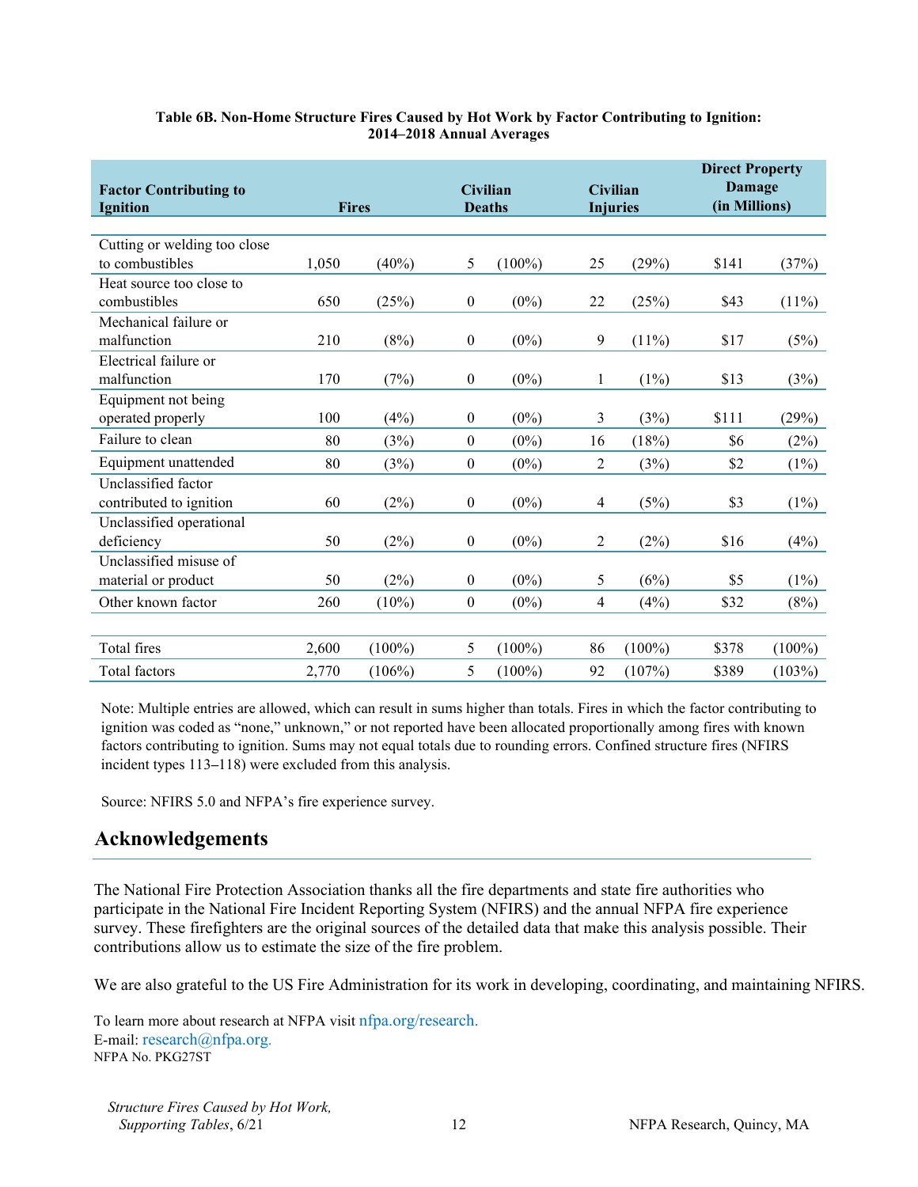**Table 6B. Non-Home Structure Fires Caused by Hot Work by Factor Contributing to Ignition: 2014–2018 Annual Averages**

| Factor Contributing to Ignition | Fires | | Civilian Deaths | | Civilian Injuries | | Direct Property Damage (in Millions) | |
|---|---|---|---|---|---|---|---|---|
| Cutting or welding too close to combustibles | 1,050 | (40%) | 5 | (100%) | 25 | (29%) | $141 | (37%) |
| Heat source too close to combustibles | 650 | (25%) | 0 | (0%) | 22 | (25%) | $43 | (11%) |
| Mechanical failure or malfunction | 210 | (8%) | 0 | (0%) | 9 | (11%) | $17 | (5%) |
| Electrical failure or malfunction | 170 | (7%) | 0 | (0%) | 1 | (1%) | $13 | (3%) |
| Equipment not being operated properly | 100 | (4%) | 0 | (0%) | 3 | (3%) | $111 | (29%) |
| Failure to clean | 80 | (3%) | 0 | (0%) | 16 | (18%) | $6 | (2%) |
| Equipment unattended | 80 | (3%) | 0 | (0%) | 2 | (3%) | $2 | (1%) |
| Unclassified factor contributed to ignition | 60 | (2%) | 0 | (0%) | 4 | (5%) | $3 | (1%) |
| Unclassified operational deficiency | 50 | (2%) | 0 | (0%) | 2 | (2%) | $16 | (4%) |
| Unclassified misuse of material or product | 50 | (2%) | 0 | (0%) | 5 | (6%) | $5 | (1%) |
| Other known factor | 260 | (10%) | 0 | (0%) | 4 | (4%) | $32 | (8%) |
| Total fires | 2,600 | (100%) | 5 | (100%) | 86 | (100%) | $378 | (100%) |
| Total factors | 2,770 | (106%) | 5 | (100%) | 92 | (107%) | $389 | (103%) |

Note: Multiple entries are allowed, which can result in sums higher than totals. Fires in which the factor contributing to ignition was coded as "none," unknown," or not reported have been allocated proportionally among fires with known factors contributing to ignition. Sums may not equal totals due to rounding errors. Confined structure fires (NFIRS incident types 113–118) were excluded from this analysis.

Source: NFIRS 5.0 and NFPA's fire experience survey.

## Acknowledgements

The National Fire Protection Association thanks all the fire departments and state fire authorities who participate in the National Fire Incident Reporting System (NFIRS) and the annual NFPA fire experience survey. These firefighters are the original sources of the detailed data that make this analysis possible. Their contributions allow us to estimate the size of the fire problem.

We are also grateful to the US Fire Administration for its work in developing, coordinating, and maintaining NFIRS.

To learn more about research at NFPA visit nfpa.org/research.
E-mail: research@nfpa.org.
NFPA No. PKG27ST